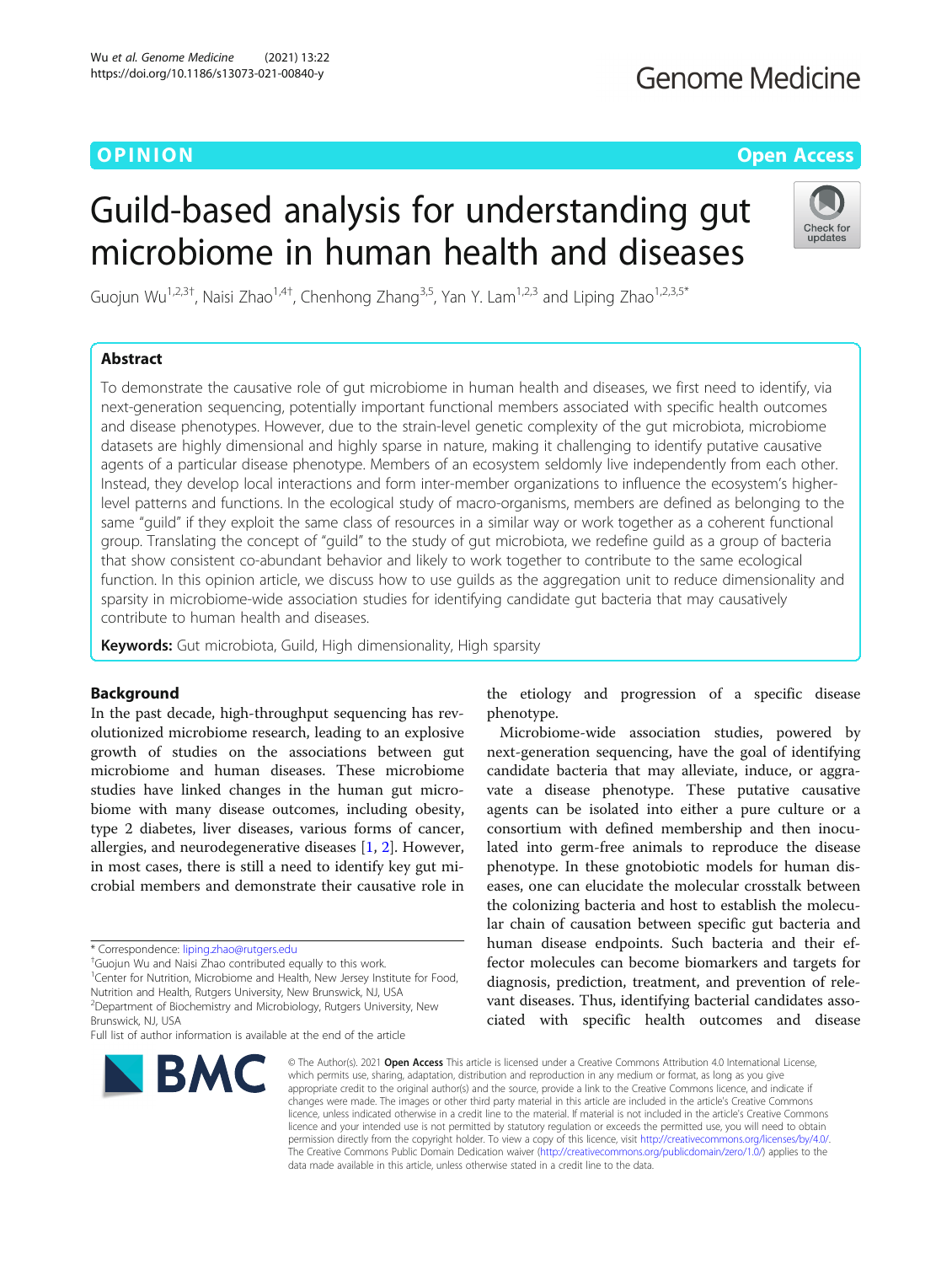OPINION

Open Access

# Guild-based analysis for understanding gut microbiome in human health and diseases

Guojun Wu[1,2,3†], Naisi Zhao[1,4†], Chenhong Zhang[3,5], Yan Y. Lam[1,2,3] and Liping Zhao[1,2,3,5*]

## Abstract

To demonstrate the causative role of gut microbiome in human health and diseases, we first need to identify, via next-generation sequencing, potentially important functional members associated with specific health outcomes and disease phenotypes. However, due to the strain-level genetic complexity of the gut microbiota, microbiome datasets are highly dimensional and highly sparse in nature, making it challenging to identify putative causative agents of a particular disease phenotype. Members of an ecosystem seldomly live independently from each other. Instead, they develop local interactions and form inter-member organizations to influence the ecosystem's higher-level patterns and functions. In the ecological study of macro-organisms, members are defined as belonging to the same "guild" if they exploit the same class of resources in a similar way or work together as a coherent functional group. Translating the concept of "guild" to the study of gut microbiota, we redefine guild as a group of bacteria that show consistent co-abundant behavior and likely to work together to contribute to the same ecological function. In this opinion article, we discuss how to use guilds as the aggregation unit to reduce dimensionality and sparsity in microbiome-wide association studies for identifying candidate gut bacteria that may causatively contribute to human health and diseases.

**Keywords:** Gut microbiota, Guild, High dimensionality, High sparsity

## Background

In the past decade, high-throughput sequencing has revolutionized microbiome research, leading to an explosive growth of studies on the associations between gut microbiome and human diseases. These microbiome studies have linked changes in the human gut microbiome with many disease outcomes, including obesity, type 2 diabetes, liver diseases, various forms of cancer, allergies, and neurodegenerative diseases [1, 2]. However, in most cases, there is still a need to identify key gut microbial members and demonstrate their causative role in the etiology and progression of a specific disease phenotype.

Microbiome-wide association studies, powered by next-generation sequencing, have the goal of identifying candidate bacteria that may alleviate, induce, or aggravate a disease phenotype. These putative causative agents can be isolated into either a pure culture or a consortium with defined membership and then inoculated into germ-free animals to reproduce the disease phenotype. In these gnotobiotic models for human diseases, one can elucidate the molecular crosstalk between the colonizing bacteria and host to establish the molecular chain of causation between specific gut bacteria and human disease endpoints. Such bacteria and their effector molecules can become biomarkers and targets for diagnosis, prediction, treatment, and prevention of relevant diseases. Thus, identifying bacterial candidates associated with specific health outcomes and disease

\* Correspondence: liping.zhao@rutgers.edu
†Guojun Wu and Naisi Zhao contributed equally to this work.
[1]Center for Nutrition, Microbiome and Health, New Jersey Institute for Food, Nutrition and Health, Rutgers University, New Brunswick, NJ, USA
[2]Department of Biochemistry and Microbiology, Rutgers University, New Brunswick, NJ, USA
Full list of author information is available at the end of the article

© The Author(s). 2021 **Open Access** This article is licensed under a Creative Commons Attribution 4.0 International License, which permits use, sharing, adaptation, distribution and reproduction in any medium or format, as long as you give appropriate credit to the original author(s) and the source, provide a link to the Creative Commons licence, and indicate if changes were made. The images or other third party material in this article are included in the article's Creative Commons licence, unless indicated otherwise in a credit line to the material. If material is not included in the article's Creative Commons licence and your intended use is not permitted by statutory regulation or exceeds the permitted use, you will need to obtain permission directly from the copyright holder. To view a copy of this licence, visit http://creativecommons.org/licenses/by/4.0/. The Creative Commons Public Domain Dedication waiver (http://creativecommons.org/publicdomain/zero/1.0/) applies to the data made available in this article, unless otherwise stated in a credit line to the data.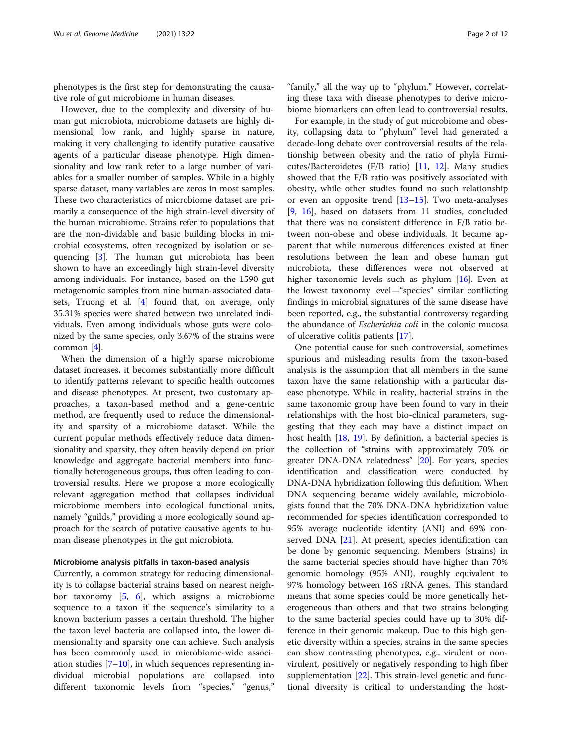phenotypes is the first step for demonstrating the causative role of gut microbiome in human diseases.

However, due to the complexity and diversity of human gut microbiota, microbiome datasets are highly dimensional, low rank, and highly sparse in nature, making it very challenging to identify putative causative agents of a particular disease phenotype. High dimensionality and low rank refer to a large number of variables for a smaller number of samples. While in a highly sparse dataset, many variables are zeros in most samples. These two characteristics of microbiome dataset are primarily a consequence of the high strain-level diversity of the human microbiome. Strains refer to populations that are the non-dividable and basic building blocks in microbial ecosystems, often recognized by isolation or sequencing [3]. The human gut microbiota has been shown to have an exceedingly high strain-level diversity among individuals. For instance, based on the 1590 gut metagenomic samples from nine human-associated datasets, Truong et al. [4] found that, on average, only 35.31% species were shared between two unrelated individuals. Even among individuals whose guts were colonized by the same species, only 3.67% of the strains were common [4].

When the dimension of a highly sparse microbiome dataset increases, it becomes substantially more difficult to identify patterns relevant to specific health outcomes and disease phenotypes. At present, two customary approaches, a taxon-based method and a gene-centric method, are frequently used to reduce the dimensionality and sparsity of a microbiome dataset. While the current popular methods effectively reduce data dimensionality and sparsity, they often heavily depend on prior knowledge and aggregate bacterial members into functionally heterogeneous groups, thus often leading to controversial results. Here we propose a more ecologically relevant aggregation method that collapses individual microbiome members into ecological functional units, namely "guilds," providing a more ecologically sound approach for the search of putative causative agents to human disease phenotypes in the gut microbiota.

#### Microbiome analysis pitfalls in taxon-based analysis

Currently, a common strategy for reducing dimensionality is to collapse bacterial strains based on nearest neighbor taxonomy [5, 6], which assigns a microbiome sequence to a taxon if the sequence's similarity to a known bacterium passes a certain threshold. The higher the taxon level bacteria are collapsed into, the lower dimensionality and sparsity one can achieve. Such analysis has been commonly used in microbiome-wide association studies [7–10], in which sequences representing individual microbial populations are collapsed into different taxonomic levels from "species," "genus," "family," all the way up to "phylum." However, correlating these taxa with disease phenotypes to derive microbiome biomarkers can often lead to controversial results.

For example, in the study of gut microbiome and obesity, collapsing data to "phylum" level had generated a decade-long debate over controversial results of the relationship between obesity and the ratio of phyla Firmicutes/Bacteroidetes (F/B ratio) [11, 12]. Many studies showed that the F/B ratio was positively associated with obesity, while other studies found no such relationship or even an opposite trend [13–15]. Two meta-analyses [9, 16], based on datasets from 11 studies, concluded that there was no consistent difference in F/B ratio between non-obese and obese individuals. It became apparent that while numerous differences existed at finer resolutions between the lean and obese human gut microbiota, these differences were not observed at higher taxonomic levels such as phylum [16]. Even at the lowest taxonomy level—"species" similar conflicting findings in microbial signatures of the same disease have been reported, e.g., the substantial controversy regarding the abundance of *Escherichia coli* in the colonic mucosa of ulcerative colitis patients [17].

One potential cause for such controversial, sometimes spurious and misleading results from the taxon-based analysis is the assumption that all members in the same taxon have the same relationship with a particular disease phenotype. While in reality, bacterial strains in the same taxonomic group have been found to vary in their relationships with the host bio-clinical parameters, suggesting that they each may have a distinct impact on host health [18, 19]. By definition, a bacterial species is the collection of "strains with approximately 70% or greater DNA-DNA relatedness" [20]. For years, species identification and classification were conducted by DNA-DNA hybridization following this definition. When DNA sequencing became widely available, microbiologists found that the 70% DNA-DNA hybridization value recommended for species identification corresponded to 95% average nucleotide identity (ANI) and 69% conserved DNA [21]. At present, species identification can be done by genomic sequencing. Members (strains) in the same bacterial species should have higher than 70% genomic homology (95% ANI), roughly equivalent to 97% homology between 16S rRNA genes. This standard means that some species could be more genetically heterogeneous than others and that two strains belonging to the same bacterial species could have up to 30% difference in their genomic makeup. Due to this high genetic diversity within a species, strains in the same species can show contrasting phenotypes, e.g., virulent or non-virulent, positively or negatively responding to high fiber supplementation [22]. This strain-level genetic and functional diversity is critical to understanding the host-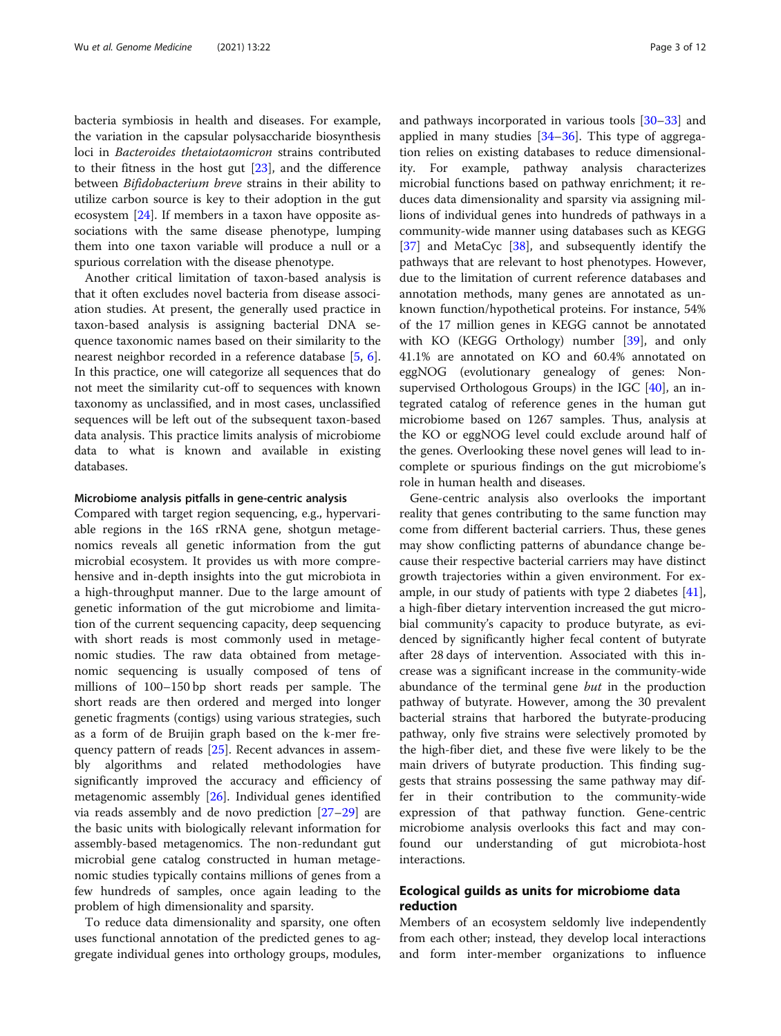bacteria symbiosis in health and diseases. For example, the variation in the capsular polysaccharide biosynthesis loci in *Bacteroides thetaiotaomicron* strains contributed to their fitness in the host gut [23], and the difference between *Bifidobacterium breve* strains in their ability to utilize carbon source is key to their adoption in the gut ecosystem [24]. If members in a taxon have opposite associations with the same disease phenotype, lumping them into one taxon variable will produce a null or a spurious correlation with the disease phenotype.

Another critical limitation of taxon-based analysis is that it often excludes novel bacteria from disease association studies. At present, the generally used practice in taxon-based analysis is assigning bacterial DNA sequence taxonomic names based on their similarity to the nearest neighbor recorded in a reference database [5, 6]. In this practice, one will categorize all sequences that do not meet the similarity cut-off to sequences with known taxonomy as unclassified, and in most cases, unclassified sequences will be left out of the subsequent taxon-based data analysis. This practice limits analysis of microbiome data to what is known and available in existing databases.

#### Microbiome analysis pitfalls in gene-centric analysis

Compared with target region sequencing, e.g., hypervariable regions in the 16S rRNA gene, shotgun metagenomics reveals all genetic information from the gut microbial ecosystem. It provides us with more comprehensive and in-depth insights into the gut microbiota in a high-throughput manner. Due to the large amount of genetic information of the gut microbiome and limitation of the current sequencing capacity, deep sequencing with short reads is most commonly used in metagenomic studies. The raw data obtained from metagenomic sequencing is usually composed of tens of millions of 100–150 bp short reads per sample. The short reads are then ordered and merged into longer genetic fragments (contigs) using various strategies, such as a form of de Bruijin graph based on the k-mer frequency pattern of reads [25]. Recent advances in assembly algorithms and related methodologies have significantly improved the accuracy and efficiency of metagenomic assembly [26]. Individual genes identified via reads assembly and de novo prediction [27–29] are the basic units with biologically relevant information for assembly-based metagenomics. The non-redundant gut microbial gene catalog constructed in human metagenomic studies typically contains millions of genes from a few hundreds of samples, once again leading to the problem of high dimensionality and sparsity.

To reduce data dimensionality and sparsity, one often uses functional annotation of the predicted genes to aggregate individual genes into orthology groups, modules, and pathways incorporated in various tools [30–33] and applied in many studies [34–36]. This type of aggregation relies on existing databases to reduce dimensionality. For example, pathway analysis characterizes microbial functions based on pathway enrichment; it reduces data dimensionality and sparsity via assigning millions of individual genes into hundreds of pathways in a community-wide manner using databases such as KEGG [37] and MetaCyc [38], and subsequently identify the pathways that are relevant to host phenotypes. However, due to the limitation of current reference databases and annotation methods, many genes are annotated as unknown function/hypothetical proteins. For instance, 54% of the 17 million genes in KEGG cannot be annotated with KO (KEGG Orthology) number [39], and only 41.1% are annotated on KO and 60.4% annotated on eggNOG (evolutionary genealogy of genes: Non-supervised Orthologous Groups) in the IGC [40], an integrated catalog of reference genes in the human gut microbiome based on 1267 samples. Thus, analysis at the KO or eggNOG level could exclude around half of the genes. Overlooking these novel genes will lead to incomplete or spurious findings on the gut microbiome's role in human health and diseases.

Gene-centric analysis also overlooks the important reality that genes contributing to the same function may come from different bacterial carriers. Thus, these genes may show conflicting patterns of abundance change because their respective bacterial carriers may have distinct growth trajectories within a given environment. For example, in our study of patients with type 2 diabetes [41], a high-fiber dietary intervention increased the gut microbial community's capacity to produce butyrate, as evidenced by significantly higher fecal content of butyrate after 28 days of intervention. Associated with this increase was a significant increase in the community-wide abundance of the terminal gene *but* in the production pathway of butyrate. However, among the 30 prevalent bacterial strains that harbored the butyrate-producing pathway, only five strains were selectively promoted by the high-fiber diet, and these five were likely to be the main drivers of butyrate production. This finding suggests that strains possessing the same pathway may differ in their contribution to the community-wide expression of that pathway function. Gene-centric microbiome analysis overlooks this fact and may confound our understanding of gut microbiota-host interactions.

### Ecological guilds as units for microbiome data reduction

Members of an ecosystem seldomly live independently from each other; instead, they develop local interactions and form inter-member organizations to influence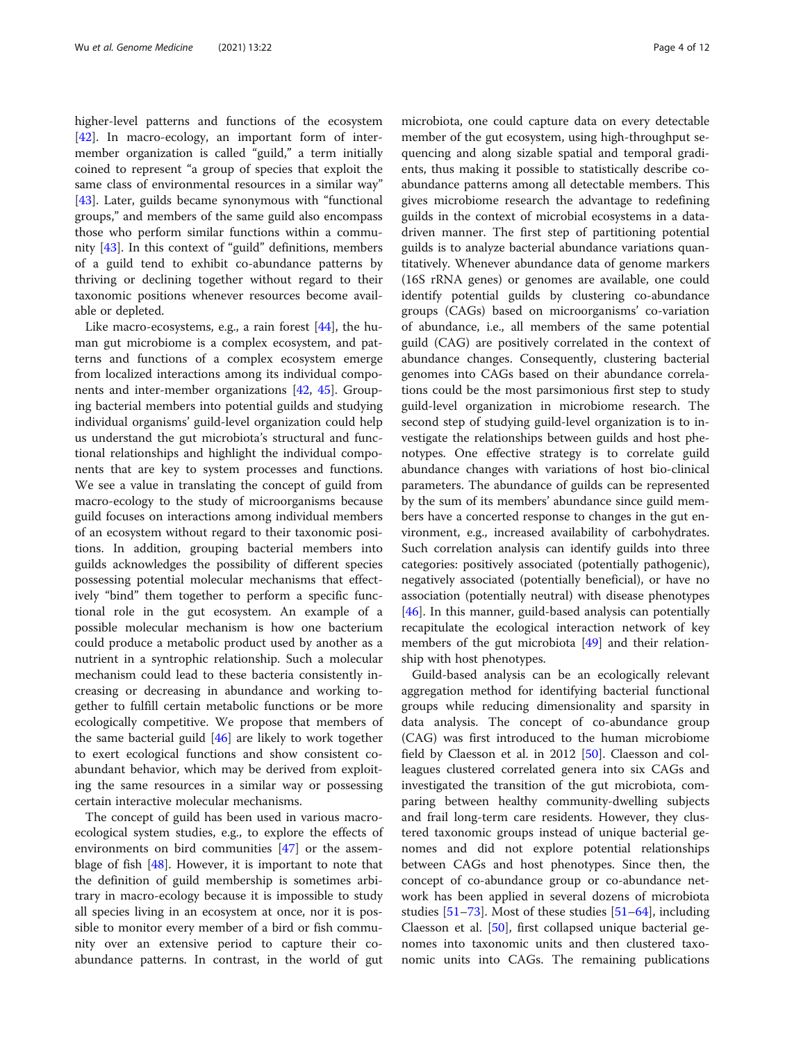higher-level patterns and functions of the ecosystem [42]. In macro-ecology, an important form of inter-member organization is called "guild," a term initially coined to represent "a group of species that exploit the same class of environmental resources in a similar way" [43]. Later, guilds became synonymous with "functional groups," and members of the same guild also encompass those who perform similar functions within a community [43]. In this context of "guild" definitions, members of a guild tend to exhibit co-abundance patterns by thriving or declining together without regard to their taxonomic positions whenever resources become available or depleted.

Like macro-ecosystems, e.g., a rain forest [44], the human gut microbiome is a complex ecosystem, and patterns and functions of a complex ecosystem emerge from localized interactions among its individual components and inter-member organizations [42, 45]. Grouping bacterial members into potential guilds and studying individual organisms' guild-level organization could help us understand the gut microbiota's structural and functional relationships and highlight the individual components that are key to system processes and functions. We see a value in translating the concept of guild from macro-ecology to the study of microorganisms because guild focuses on interactions among individual members of an ecosystem without regard to their taxonomic positions. In addition, grouping bacterial members into guilds acknowledges the possibility of different species possessing potential molecular mechanisms that effectively "bind" them together to perform a specific functional role in the gut ecosystem. An example of a possible molecular mechanism is how one bacterium could produce a metabolic product used by another as a nutrient in a syntrophic relationship. Such a molecular mechanism could lead to these bacteria consistently increasing or decreasing in abundance and working together to fulfill certain metabolic functions or be more ecologically competitive. We propose that members of the same bacterial guild [46] are likely to work together to exert ecological functions and show consistent co-abundant behavior, which may be derived from exploiting the same resources in a similar way or possessing certain interactive molecular mechanisms.

The concept of guild has been used in various macro-ecological system studies, e.g., to explore the effects of environments on bird communities [47] or the assemblage of fish [48]. However, it is important to note that the definition of guild membership is sometimes arbitrary in macro-ecology because it is impossible to study all species living in an ecosystem at once, nor it is possible to monitor every member of a bird or fish community over an extensive period to capture their co-abundance patterns. In contrast, in the world of gut microbiota, one could capture data on every detectable member of the gut ecosystem, using high-throughput sequencing and along sizable spatial and temporal gradients, thus making it possible to statistically describe co-abundance patterns among all detectable members. This gives microbiome research the advantage to redefining guilds in the context of microbial ecosystems in a data-driven manner. The first step of partitioning potential guilds is to analyze bacterial abundance variations quantitatively. Whenever abundance data of genome markers (16S rRNA genes) or genomes are available, one could identify potential guilds by clustering co-abundance groups (CAGs) based on microorganisms' co-variation of abundance, i.e., all members of the same potential guild (CAG) are positively correlated in the context of abundance changes. Consequently, clustering bacterial genomes into CAGs based on their abundance correlations could be the most parsimonious first step to study guild-level organization in microbiome research. The second step of studying guild-level organization is to investigate the relationships between guilds and host phenotypes. One effective strategy is to correlate guild abundance changes with variations of host bio-clinical parameters. The abundance of guilds can be represented by the sum of its members' abundance since guild members have a concerted response to changes in the gut environment, e.g., increased availability of carbohydrates. Such correlation analysis can identify guilds into three categories: positively associated (potentially pathogenic), negatively associated (potentially beneficial), or have no association (potentially neutral) with disease phenotypes [46]. In this manner, guild-based analysis can potentially recapitulate the ecological interaction network of key members of the gut microbiota [49] and their relationship with host phenotypes.

Guild-based analysis can be an ecologically relevant aggregation method for identifying bacterial functional groups while reducing dimensionality and sparsity in data analysis. The concept of co-abundance group (CAG) was first introduced to the human microbiome field by Claesson et al. in 2012 [50]. Claesson and colleagues clustered correlated genera into six CAGs and investigated the transition of the gut microbiota, comparing between healthy community-dwelling subjects and frail long-term care residents. However, they clustered taxonomic groups instead of unique bacterial genomes and did not explore potential relationships between CAGs and host phenotypes. Since then, the concept of co-abundance group or co-abundance network has been applied in several dozens of microbiota studies [51–73]. Most of these studies [51–64], including Claesson et al. [50], first collapsed unique bacterial genomes into taxonomic units and then clustered taxonomic units into CAGs. The remaining publications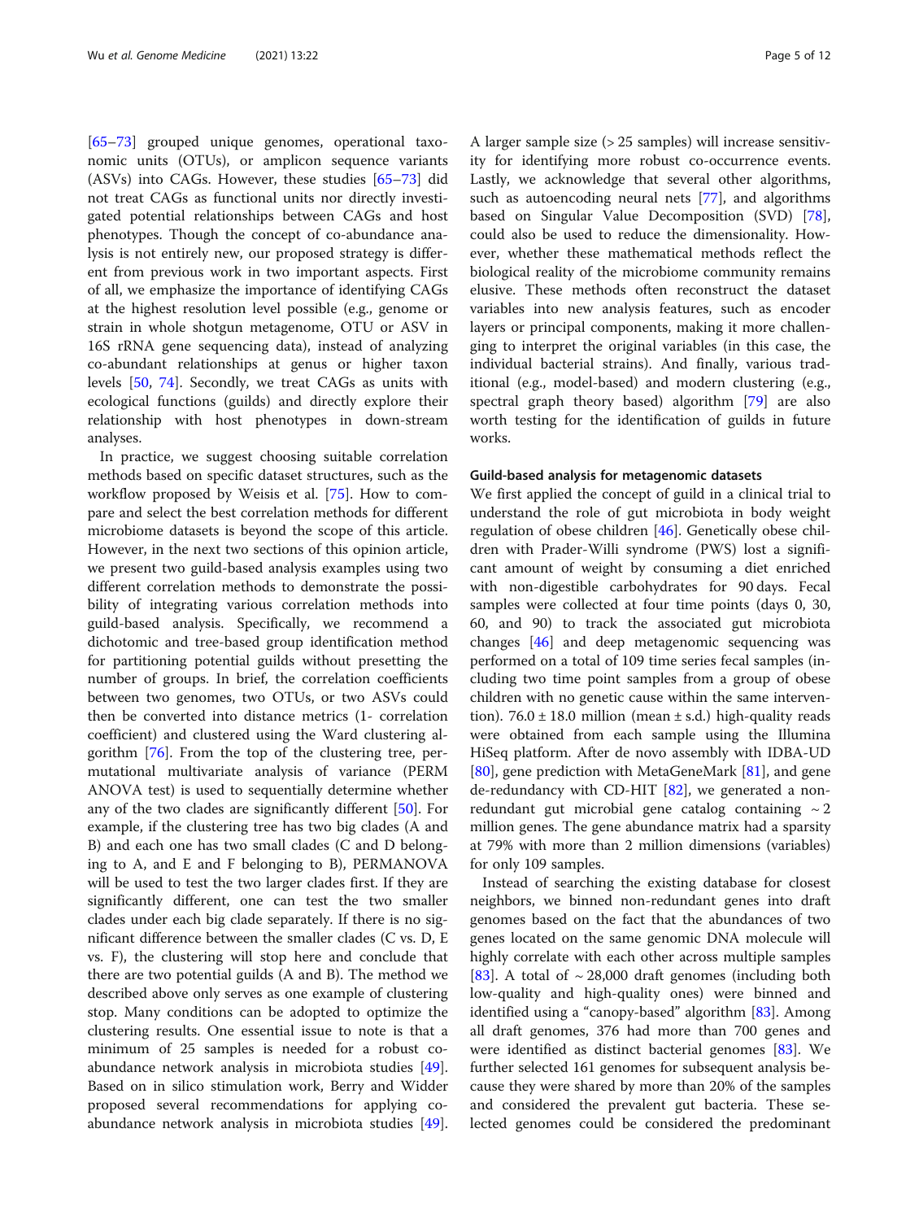[65–73] grouped unique genomes, operational taxonomic units (OTUs), or amplicon sequence variants (ASVs) into CAGs. However, these studies [65–73] did not treat CAGs as functional units nor directly investigated potential relationships between CAGs and host phenotypes. Though the concept of co-abundance analysis is not entirely new, our proposed strategy is different from previous work in two important aspects. First of all, we emphasize the importance of identifying CAGs at the highest resolution level possible (e.g., genome or strain in whole shotgun metagenome, OTU or ASV in 16S rRNA gene sequencing data), instead of analyzing co-abundant relationships at genus or higher taxon levels [50, 74]. Secondly, we treat CAGs as units with ecological functions (guilds) and directly explore their relationship with host phenotypes in down-stream analyses.

In practice, we suggest choosing suitable correlation methods based on specific dataset structures, such as the workflow proposed by Weisis et al. [75]. How to compare and select the best correlation methods for different microbiome datasets is beyond the scope of this article. However, in the next two sections of this opinion article, we present two guild-based analysis examples using two different correlation methods to demonstrate the possibility of integrating various correlation methods into guild-based analysis. Specifically, we recommend a dichotomic and tree-based group identification method for partitioning potential guilds without presetting the number of groups. In brief, the correlation coefficients between two genomes, two OTUs, or two ASVs could then be converted into distance metrics (1- correlation coefficient) and clustered using the Ward clustering algorithm [76]. From the top of the clustering tree, permutational multivariate analysis of variance (PERMANOVA test) is used to sequentially determine whether any of the two clades are significantly different [50]. For example, if the clustering tree has two big clades (A and B) and each one has two small clades (C and D belonging to A, and E and F belonging to B), PERMANOVA will be used to test the two larger clades first. If they are significantly different, one can test the two smaller clades under each big clade separately. If there is no significant difference between the smaller clades (C vs. D, E vs. F), the clustering will stop here and conclude that there are two potential guilds (A and B). The method we described above only serves as one example of clustering stop. Many conditions can be adopted to optimize the clustering results. One essential issue to note is that a minimum of 25 samples is needed for a robust co-abundance network analysis in microbiota studies [49]. Based on in silico stimulation work, Berry and Widder proposed several recommendations for applying co-abundance network analysis in microbiota studies [49]. A larger sample size (> 25 samples) will increase sensitivity for identifying more robust co-occurrence events. Lastly, we acknowledge that several other algorithms, such as autoencoding neural nets [77], and algorithms based on Singular Value Decomposition (SVD) [78], could also be used to reduce the dimensionality. However, whether these mathematical methods reflect the biological reality of the microbiome community remains elusive. These methods often reconstruct the dataset variables into new analysis features, such as encoder layers or principal components, making it more challenging to interpret the original variables (in this case, the individual bacterial strains). And finally, various traditional (e.g., model-based) and modern clustering (e.g., spectral graph theory based) algorithm [79] are also worth testing for the identification of guilds in future works.

## Guild-based analysis for metagenomic datasets

We first applied the concept of guild in a clinical trial to understand the role of gut microbiota in body weight regulation of obese children [46]. Genetically obese children with Prader-Willi syndrome (PWS) lost a significant amount of weight by consuming a diet enriched with non-digestible carbohydrates for 90 days. Fecal samples were collected at four time points (days 0, 30, 60, and 90) to track the associated gut microbiota changes [46] and deep metagenomic sequencing was performed on a total of 109 time series fecal samples (including two time point samples from a group of obese children with no genetic cause within the same intervention). $76.0 \pm 18.0$ million (mean ± s.d.) high-quality reads were obtained from each sample using the Illumina HiSeq platform. After de novo assembly with IDBA-UD [80], gene prediction with MetaGeneMark [81], and gene de-redundancy with CD-HIT [82], we generated a non-redundant gut microbial gene catalog containing $\sim 2$ million genes. The gene abundance matrix had a sparsity at 79% with more than 2 million dimensions (variables) for only 109 samples.

Instead of searching the existing database for closest neighbors, we binned non-redundant genes into draft genomes based on the fact that the abundances of two genes located on the same genomic DNA molecule will highly correlate with each other across multiple samples [83]. A total of $\sim 28{,}000$ draft genomes (including both low-quality and high-quality ones) were binned and identified using a "canopy-based" algorithm [83]. Among all draft genomes, 376 had more than 700 genes and were identified as distinct bacterial genomes [83]. We further selected 161 genomes for subsequent analysis because they were shared by more than 20% of the samples and considered the prevalent gut bacteria. These selected genomes could be considered the predominant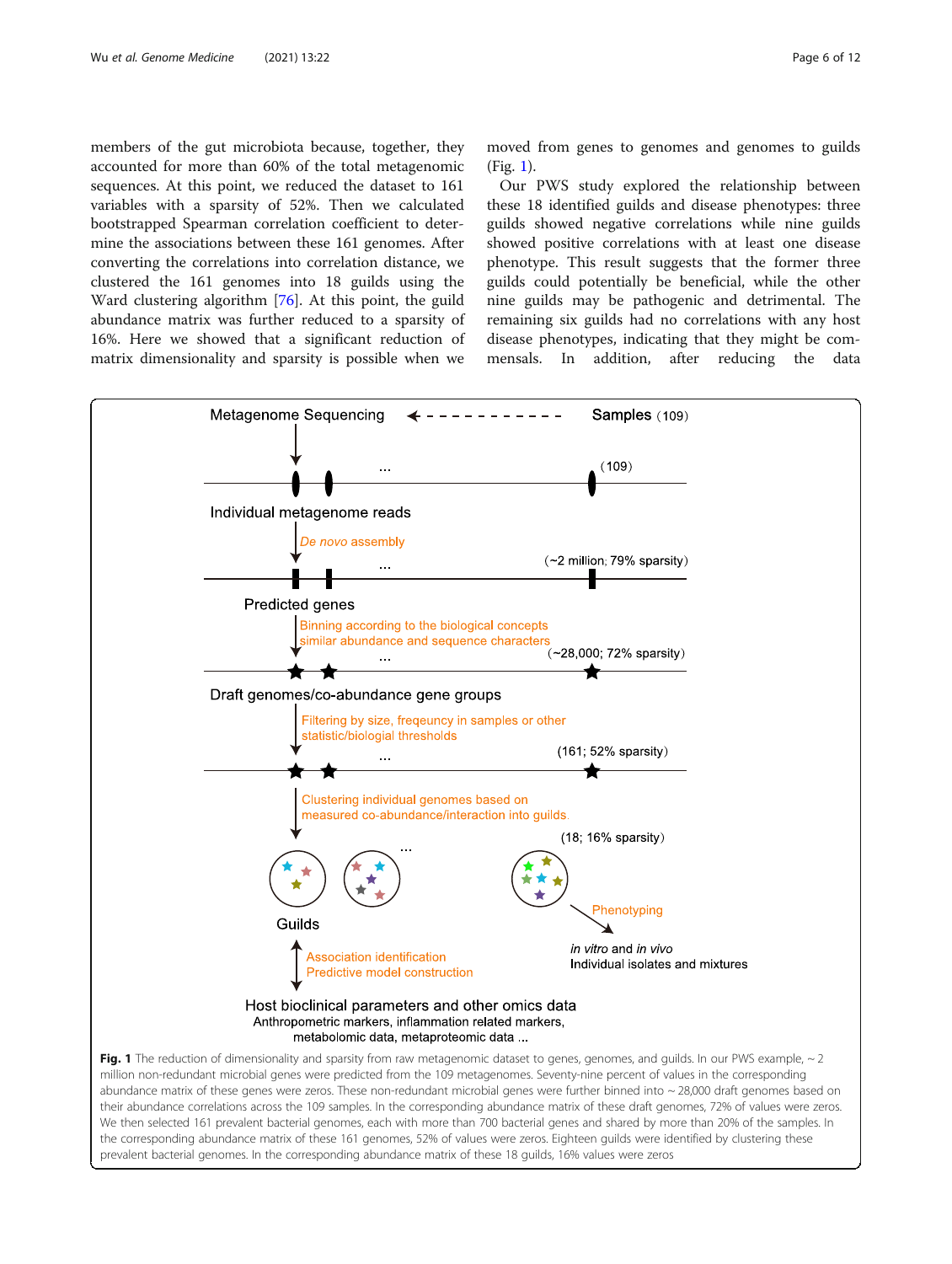members of the gut microbiota because, together, they accounted for more than 60% of the total metagenomic sequences. At this point, we reduced the dataset to 161 variables with a sparsity of 52%. Then we calculated bootstrapped Spearman correlation coefficient to determine the associations between these 161 genomes. After converting the correlations into correlation distance, we clustered the 161 genomes into 18 guilds using the Ward clustering algorithm [76]. At this point, the guild abundance matrix was further reduced to a sparsity of 16%. Here we showed that a significant reduction of matrix dimensionality and sparsity is possible when we moved from genes to genomes and genomes to guilds (Fig. 1).

Our PWS study explored the relationship between these 18 identified guilds and disease phenotypes: three guilds showed negative correlations while nine guilds showed positive correlations with at least one disease phenotype. This result suggests that the former three guilds could potentially be beneficial, while the other nine guilds may be pathogenic and detrimental. The remaining six guilds had no correlations with any host disease phenotypes, indicating that they might be commensals. In addition, after reducing the data

Metagenome Sequencing ← - - - - - - - - - - - Samples (109)

Individual metagenome reads (109)

*De novo* assembly

Predicted genes (~2 million; 79% sparsity)

Binning according to the biological concepts similar abundance and sequence characters

Draft genomes/co-abundance gene groups (~28,000; 72% sparsity)

Filtering by size, freqeuncy in samples or other statistic/biologial thresholds

(161; 52% sparsity)

Clustering individual genomes based on measured co-abundance/interaction into guilds.

Guilds (18; 16% sparsity)

Phenotyping → *in vitro* and *in vivo* Individual isolates and mixtures

Association identification
Predictive model construction

Host bioclinical parameters and other omics data
Anthropometric markers, inflammation related markers, metabolomic data, metaproteomic data ...

**Fig. 1** The reduction of dimensionality and sparsity from raw metagenomic dataset to genes, genomes, and guilds. In our PWS example, ~ 2 million non-redundant microbial genes were predicted from the 109 metagenomes. Seventy-nine percent of values in the corresponding abundance matrix of these genes were zeros. These non-redundant microbial genes were further binned into ~ 28,000 draft genomes based on their abundance correlations across the 109 samples. In the corresponding abundance matrix of these draft genomes, 72% of values were zeros. We then selected 161 prevalent bacterial genomes, each with more than 700 bacterial genes and shared by more than 20% of the samples. In the corresponding abundance matrix of these 161 genomes, 52% of values were zeros. Eighteen guilds were identified by clustering these prevalent bacterial genomes. In the corresponding abundance matrix of these 18 guilds, 16% values were zeros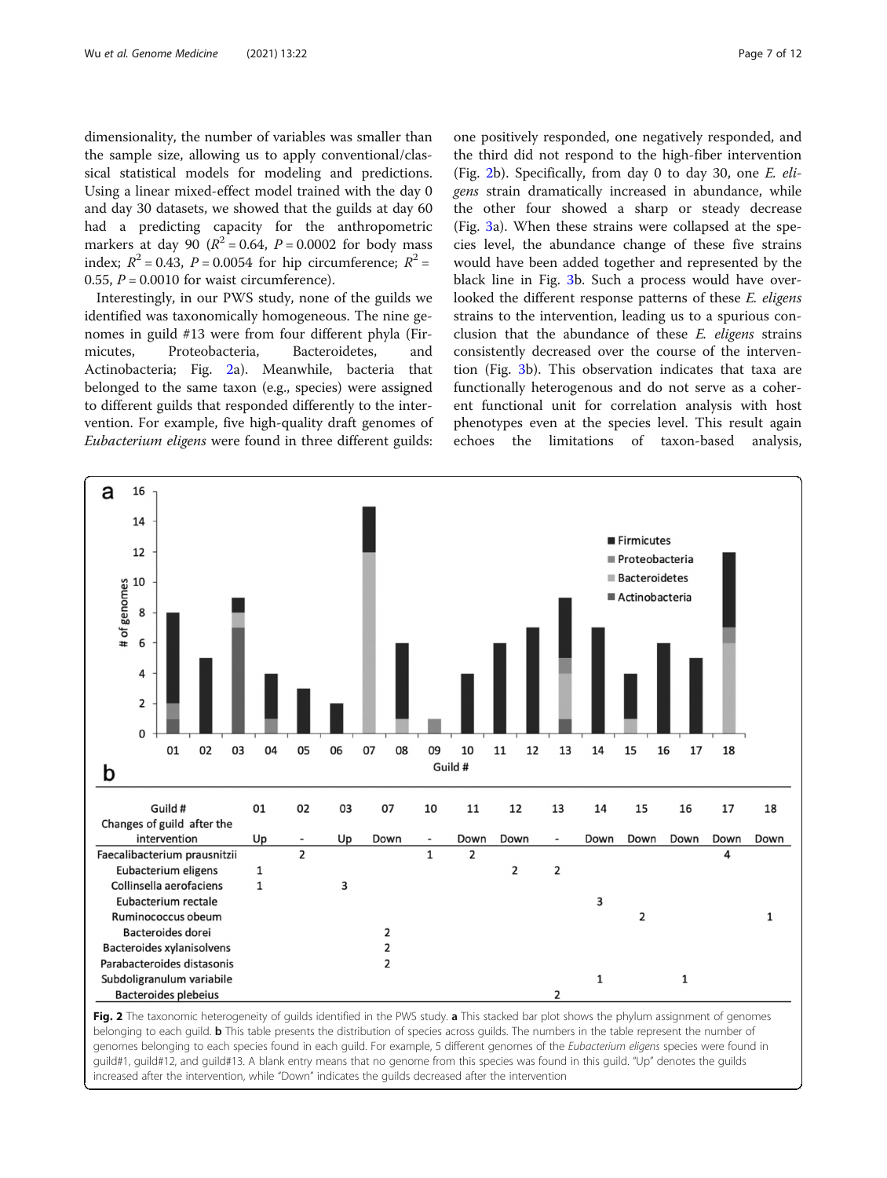dimensionality, the number of variables was smaller than the sample size, allowing us to apply conventional/classical statistical models for modeling and predictions. Using a linear mixed-effect model trained with the day 0 and day 30 datasets, we showed that the guilds at day 60 had a predicting capacity for the anthropometric markers at day 90 ($R^2 = 0.64$, $P = 0.0002$ for body mass index; $R^2 = 0.43$, $P = 0.0054$ for hip circumference; $R^2 = 0.55$, $P = 0.0010$ for waist circumference).

Interestingly, in our PWS study, none of the guilds we identified was taxonomically homogeneous. The nine genomes in guild #13 were from four different phyla (Firmicutes, Proteobacteria, Bacteroidetes, and Actinobacteria; Fig. 2a). Meanwhile, bacteria that belonged to the same taxon (e.g., species) were assigned to different guilds that responded differently to the intervention. For example, five high-quality draft genomes of *Eubacterium eligens* were found in three different guilds: one positively responded, one negatively responded, and the third did not respond to the high-fiber intervention (Fig. 2b). Specifically, from day 0 to day 30, one *E. eligens* strain dramatically increased in abundance, while the other four showed a sharp or steady decrease (Fig. 3a). When these strains were collapsed at the species level, the abundance change of these five strains would have been added together and represented by the black line in Fig. 3b. Such a process would have overlooked the different response patterns of these *E. eligens* strains to the intervention, leading us to a spurious conclusion that the abundance of these *E. eligens* strains consistently decreased over the course of the intervention (Fig. 3b). This observation indicates that taxa are functionally heterogenous and do not serve as a coherent functional unit for correlation analysis with host phenotypes even at the species level. This result again echoes the limitations of taxon-based analysis,

| Guild # | 01 | 02 | 03 | 07 | 10 | 11 | 12 | 13 | 14 | 15 | 16 | 17 | 18 |
|---|---|---|---|---|---|---|---|---|---|---|---|---|---|
| Changes of guild after the intervention | Up | - | Up | Down | - | Down | Down | - | Down | Down | Down | Down | Down |
| Faecalibacterium prausnitzii | | 2 | | | 1 | 2 | | | | | | 4 | |
| Eubacterium eligens | 1 | | | | | | 2 | 2 | | | | | |
| Collinsella aerofaciens | 1 | | 3 | | | | | | | | | | |
| Eubacterium rectale | | | | | | | | | 3 | | | | |
| Ruminococcus obeum | | | | | | | | | | 2 | | | 1 |
| Bacteroides dorei | | | | 2 | | | | | | | | | |
| Bacteroides xylanisolvens | | | | 2 | | | | | | | | | |
| Parabacteroides distasonis | | | | 2 | | | | | | | | | |
| Subdoligranulum variabile | | | | | | | | | 1 | | 1 | | |
| Bacteroides plebeius | | | | | | | | 2 | | | | | |

**Fig. 2** The taxonomic heterogeneity of guilds identified in the PWS study. **a** This stacked bar plot shows the phylum assignment of genomes belonging to each guild. **b** This table presents the distribution of species across guilds. The numbers in the table represent the number of genomes belonging to each species found in each guild. For example, 5 different genomes of the *Eubacterium eligens* species were found in guild#1, guild#12, and guild#13. A blank entry means that no genome from this species was found in this guild. "Up" denotes the guilds increased after the intervention, while "Down" indicates the guilds decreased after the intervention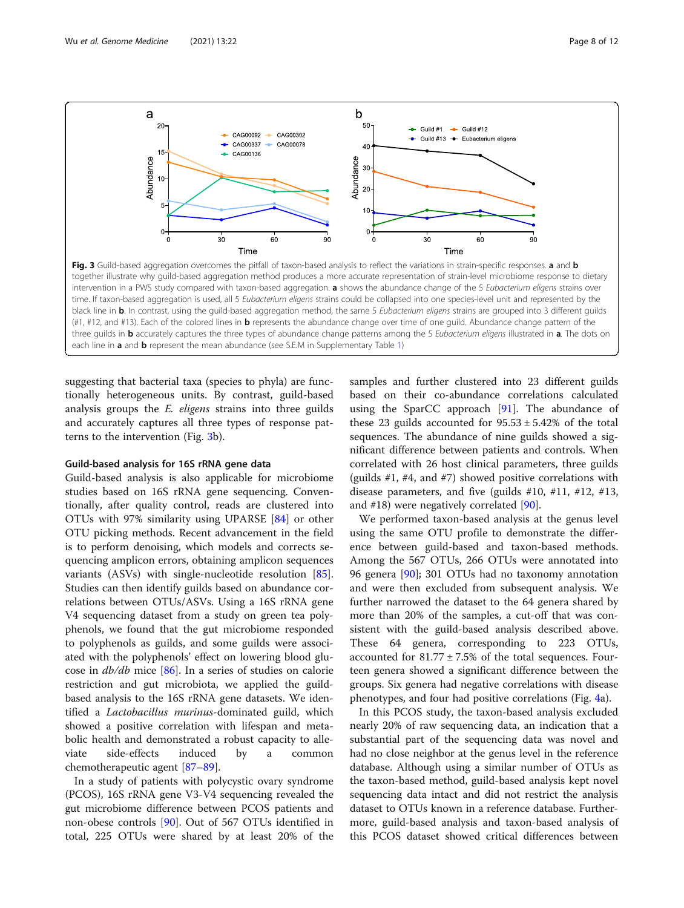**Fig. 3** Guild-based aggregation overcomes the pitfall of taxon-based analysis to reflect the variations in strain-specific responses. **a** and **b** together illustrate why guild-based aggregation method produces a more accurate representation of strain-level microbiome response to dietary intervention in a PWS study compared with taxon-based aggregation. **a** shows the abundance change of the 5 *Eubacterium eligens* strains over time. If taxon-based aggregation is used, all 5 *Eubacterium eligens* strains could be collapsed into one species-level unit and represented by the black line in **b**. In contrast, using the guild-based aggregation method, the same 5 *Eubacterium eligens* strains are grouped into 3 different guilds (#1, #12, and #13). Each of the colored lines in **b** represents the abundance change over time of one guild. Abundance change pattern of the three guilds in **b** accurately captures the three types of abundance change patterns among the 5 *Eubacterium eligens* illustrated in **a**. The dots on each line in **a** and **b** represent the mean abundance (see S.E.M in Supplementary Table 1)

suggesting that bacterial taxa (species to phyla) are functionally heterogeneous units. By contrast, guild-based analysis groups the *E. eligens* strains into three guilds and accurately captures all three types of response patterns to the intervention (Fig. 3b).

### Guild-based analysis for 16S rRNA gene data

Guild-based analysis is also applicable for microbiome studies based on 16S rRNA gene sequencing. Conventionally, after quality control, reads are clustered into OTUs with 97% similarity using UPARSE [84] or other OTU picking methods. Recent advancement in the field is to perform denoising, which models and corrects sequencing amplicon errors, obtaining amplicon sequences variants (ASVs) with single-nucleotide resolution [85]. Studies can then identify guilds based on abundance correlations between OTUs/ASVs. Using a 16S rRNA gene V4 sequencing dataset from a study on green tea polyphenols, we found that the gut microbiome responded to polyphenols as guilds, and some guilds were associated with the polyphenols' effect on lowering blood glucose in *db/db* mice [86]. In a series of studies on calorie restriction and gut microbiota, we applied the guild-based analysis to the 16S rRNA gene datasets. We identified a *Lactobacillus murinus*-dominated guild, which showed a positive correlation with lifespan and metabolic health and demonstrated a robust capacity to alleviate side-effects induced by a common chemotherapeutic agent [87–89].

In a study of patients with polycystic ovary syndrome (PCOS), 16S rRNA gene V3-V4 sequencing revealed the gut microbiome difference between PCOS patients and non-obese controls [90]. Out of 567 OTUs identified in total, 225 OTUs were shared by at least 20% of the samples and further clustered into 23 different guilds based on their co-abundance correlations calculated using the SparCC approach [91]. The abundance of these 23 guilds accounted for 95.53 ± 5.42% of the total sequences. The abundance of nine guilds showed a significant difference between patients and controls. When correlated with 26 host clinical parameters, three guilds (guilds #1, #4, and #7) showed positive correlations with disease parameters, and five (guilds #10, #11, #12, #13, and #18) were negatively correlated [90].

We performed taxon-based analysis at the genus level using the same OTU profile to demonstrate the difference between guild-based and taxon-based methods. Among the 567 OTUs, 266 OTUs were annotated into 96 genera [90]; 301 OTUs had no taxonomy annotation and were then excluded from subsequent analysis. We further narrowed the dataset to the 64 genera shared by more than 20% of the samples, a cut-off that was consistent with the guild-based analysis described above. These 64 genera, corresponding to 223 OTUs, accounted for 81.77 ± 7.5% of the total sequences. Fourteen genera showed a significant difference between the groups. Six genera had negative correlations with disease phenotypes, and four had positive correlations (Fig. 4a).

In this PCOS study, the taxon-based analysis excluded nearly 20% of raw sequencing data, an indication that a substantial part of the sequencing data was novel and had no close neighbor at the genus level in the reference database. Although using a similar number of OTUs as the taxon-based method, guild-based analysis kept novel sequencing data intact and did not restrict the analysis dataset to OTUs known in a reference database. Furthermore, guild-based analysis and taxon-based analysis of this PCOS dataset showed critical differences between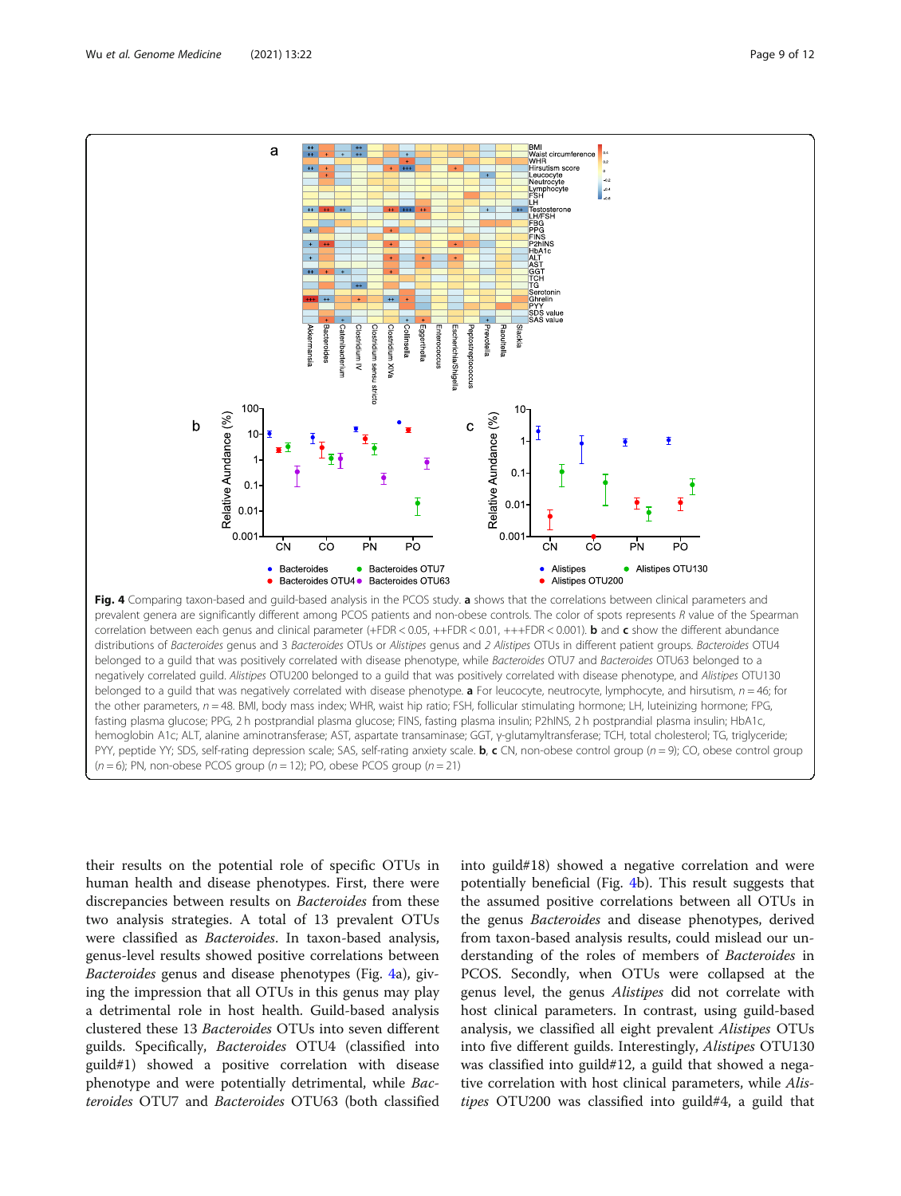**Fig. 4** Comparing taxon-based and guild-based analysis in the PCOS study. **a** shows that the correlations between clinical parameters and prevalent genera are significantly different among PCOS patients and non-obese controls. The color of spots represents *R* value of the Spearman correlation between each genus and clinical parameter (+FDR < 0.05, ++FDR < 0.01, +++FDR < 0.001). **b** and **c** show the different abundance distributions of *Bacteroides* genus and 3 *Bacteroides* OTUs or *Alistipes* genus and *2 Alistipes* OTUs in different patient groups. *Bacteroides* OTU4 belonged to a guild that was positively correlated with disease phenotype, while *Bacteroides* OTU7 and *Bacteroides* OTU63 belonged to a negatively correlated guild. *Alistipes* OTU200 belonged to a guild that was positively correlated with disease phenotype, and *Alistipes* OTU130 belonged to a guild that was negatively correlated with disease phenotype. **a** For leucocyte, neutrocyte, lymphocyte, and hirsutism, $n = 46$; for the other parameters, $n = 48$. BMI, body mass index; WHR, waist hip ratio; FSH, follicular stimulating hormone; LH, luteinizing hormone; FPG, fasting plasma glucose; PPG, 2 h postprandial plasma glucose; FINS, fasting plasma insulin; P2hINS, 2 h postprandial plasma insulin; HbA1c, hemoglobin A1c; ALT, alanine aminotransferase; AST, aspartate transaminase; GGT, γ-glutamyltransferase; TCH, total cholesterol; TG, triglyceride; PYY, peptide YY; SDS, self-rating depression scale; SAS, self-rating anxiety scale. **b**, **c** CN, non-obese control group ($n = 9$); CO, obese control group ($n = 6$); PN, non-obese PCOS group ($n = 12$); PO, obese PCOS group ($n = 21$)

their results on the potential role of specific OTUs in human health and disease phenotypes. First, there were discrepancies between results on *Bacteroides* from these two analysis strategies. A total of 13 prevalent OTUs were classified as *Bacteroides*. In taxon-based analysis, genus-level results showed positive correlations between *Bacteroides* genus and disease phenotypes (Fig. 4a), giving the impression that all OTUs in this genus may play a detrimental role in host health. Guild-based analysis clustered these 13 *Bacteroides* OTUs into seven different guilds. Specifically, *Bacteroides* OTU4 (classified into guild#1) showed a positive correlation with disease phenotype and were potentially detrimental, while *Bacteroides* OTU7 and *Bacteroides* OTU63 (both classified into guild#18) showed a negative correlation and were potentially beneficial (Fig. 4b). This result suggests that the assumed positive correlations between all OTUs in the genus *Bacteroides* and disease phenotypes, derived from taxon-based analysis results, could mislead our understanding of the roles of members of *Bacteroides* in PCOS. Secondly, when OTUs were collapsed at the genus level, the genus *Alistipes* did not correlate with host clinical parameters. In contrast, using guild-based analysis, we classified all eight prevalent *Alistipes* OTUs into five different guilds. Interestingly, *Alistipes* OTU130 was classified into guild#12, a guild that showed a negative correlation with host clinical parameters, while *Alistipes* OTU200 was classified into guild#4, a guild that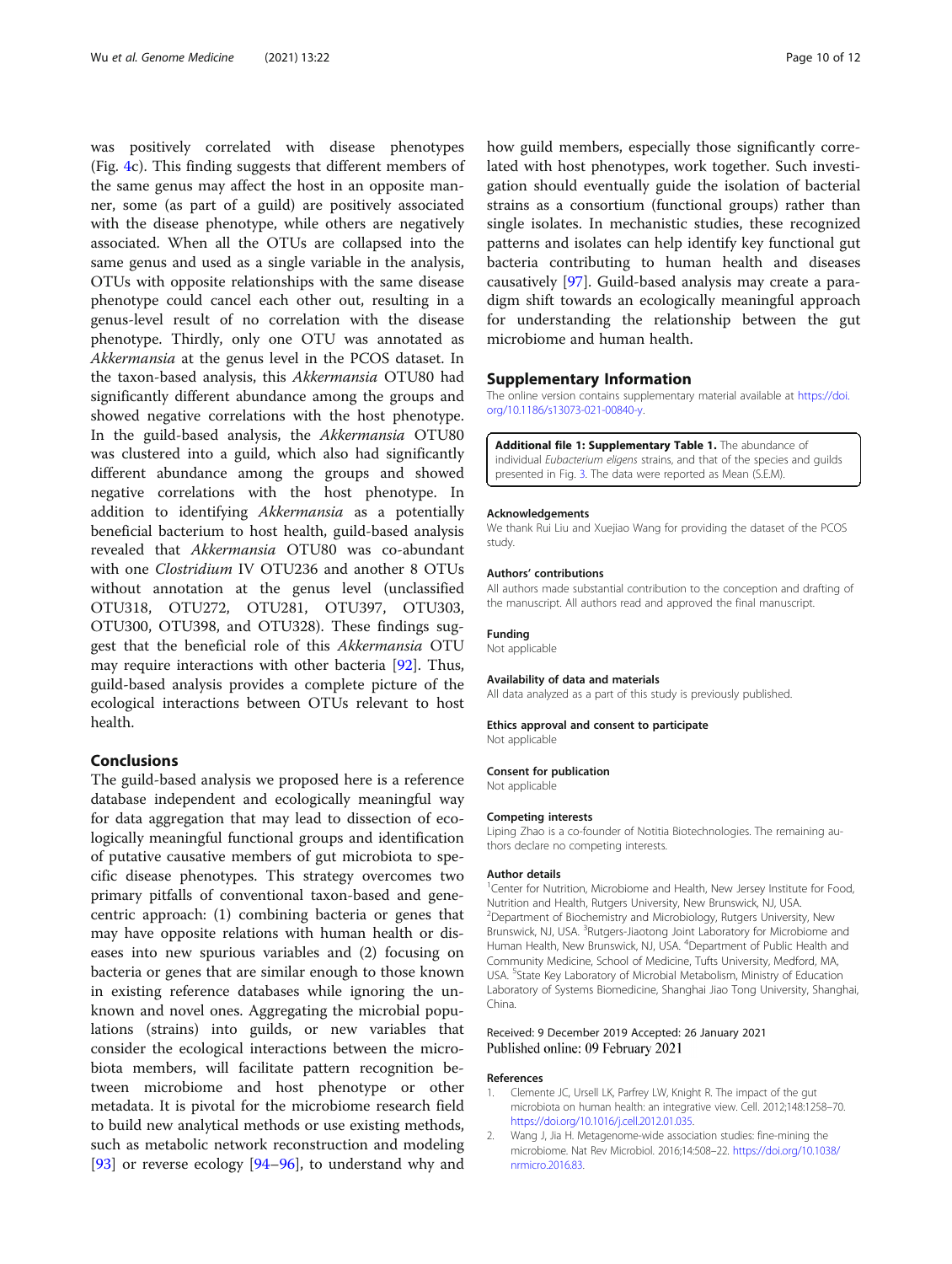was positively correlated with disease phenotypes (Fig. 4c). This finding suggests that different members of the same genus may affect the host in an opposite manner, some (as part of a guild) are positively associated with the disease phenotype, while others are negatively associated. When all the OTUs are collapsed into the same genus and used as a single variable in the analysis, OTUs with opposite relationships with the same disease phenotype could cancel each other out, resulting in a genus-level result of no correlation with the disease phenotype. Thirdly, only one OTU was annotated as *Akkermansia* at the genus level in the PCOS dataset. In the taxon-based analysis, this *Akkermansia* OTU80 had significantly different abundance among the groups and showed negative correlations with the host phenotype. In the guild-based analysis, the *Akkermansia* OTU80 was clustered into a guild, which also had significantly different abundance among the groups and showed negative correlations with the host phenotype. In addition to identifying *Akkermansia* as a potentially beneficial bacterium to host health, guild-based analysis revealed that *Akkermansia* OTU80 was co-abundant with one *Clostridium* IV OTU236 and another 8 OTUs without annotation at the genus level (unclassified OTU318, OTU272, OTU281, OTU397, OTU303, OTU300, OTU398, and OTU328). These findings suggest that the beneficial role of this *Akkermansia* OTU may require interactions with other bacteria [92]. Thus, guild-based analysis provides a complete picture of the ecological interactions between OTUs relevant to host health.

## Conclusions

The guild-based analysis we proposed here is a reference database independent and ecologically meaningful way for data aggregation that may lead to dissection of ecologically meaningful functional groups and identification of putative causative members of gut microbiota to specific disease phenotypes. This strategy overcomes two primary pitfalls of conventional taxon-based and gene-centric approach: (1) combining bacteria or genes that may have opposite relations with human health or diseases into new spurious variables and (2) focusing on bacteria or genes that are similar enough to those known in existing reference databases while ignoring the unknown and novel ones. Aggregating the microbial populations (strains) into guilds, or new variables that consider the ecological interactions between the microbiota members, will facilitate pattern recognition between microbiome and host phenotype or other metadata. It is pivotal for the microbiome research field to build new analytical methods or use existing methods, such as metabolic network reconstruction and modeling [93] or reverse ecology [94–96], to understand why and how guild members, especially those significantly correlated with host phenotypes, work together. Such investigation should eventually guide the isolation of bacterial strains as a consortium (functional groups) rather than single isolates. In mechanistic studies, these recognized patterns and isolates can help identify key functional gut bacteria contributing to human health and diseases causatively [97]. Guild-based analysis may create a paradigm shift towards an ecologically meaningful approach for understanding the relationship between the gut microbiome and human health.

## Supplementary Information

The online version contains supplementary material available at https://doi.org/10.1186/s13073-021-00840-y.

**Additional file 1: Supplementary Table 1.** The abundance of individual *Eubacterium eligens* strains, and that of the species and guilds presented in Fig. 3. The data were reported as Mean (S.E.M).

### Acknowledgements

We thank Rui Liu and Xuejiao Wang for providing the dataset of the PCOS study.

### Authors' contributions

All authors made substantial contribution to the conception and drafting of the manuscript. All authors read and approved the final manuscript.

### Funding

Not applicable

### Availability of data and materials

All data analyzed as a part of this study is previously published.

### Ethics approval and consent to participate

Not applicable

### Consent for publication

Not applicable

### Competing interests

Liping Zhao is a co-founder of Notitia Biotechnologies. The remaining authors declare no competing interests.

### Author details

[1]Center for Nutrition, Microbiome and Health, New Jersey Institute for Food, Nutrition and Health, Rutgers University, New Brunswick, NJ, USA. [2]Department of Biochemistry and Microbiology, Rutgers University, New Brunswick, NJ, USA. [3]Rutgers-Jiaotong Joint Laboratory for Microbiome and Human Health, New Brunswick, NJ, USA. [4]Department of Nutrition and Community Medicine, School of Medicine, Tufts University, Medford, MA, USA. [5]State Key Laboratory of Microbial Metabolism, Ministry of Education Laboratory of Systems Biomedicine, Shanghai Jiao Tong University, Shanghai, China.

Received: 9 December 2019 Accepted: 26 January 2021
Published online: 09 February 2021

### References

1. Clemente JC, Ursell LK, Parfrey LW, Knight R. The impact of the gut microbiota on human health: an integrative view. Cell. 2012;148:1258–70. https://doi.org/10.1016/j.cell.2012.01.035.
2. Wang J, Jia H. Metagenome-wide association studies: fine-mining the microbiome. Nat Rev Microbiol. 2016;14:508–22. https://doi.org/10.1038/nrmicro.2016.83.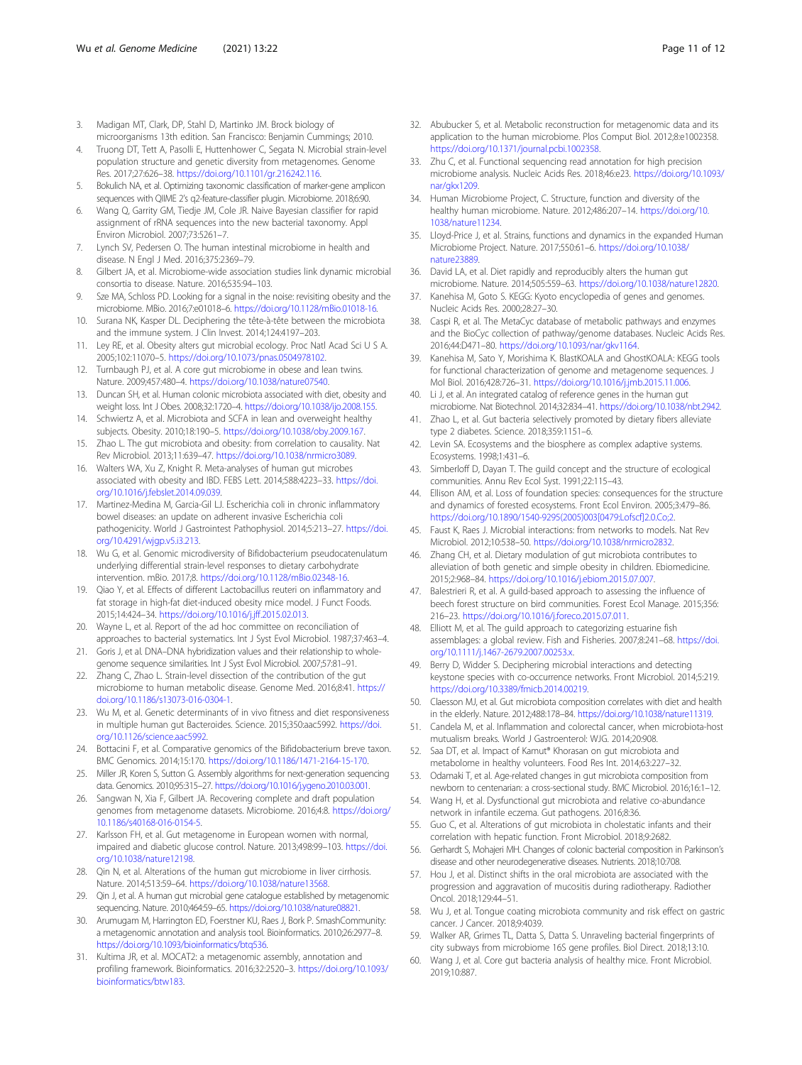3. Madigan MT, Clark, DP, Stahl D, Martinko JM. Brock biology of microorganisms 13th edition. San Francisco: Benjamin Cummings; 2010.
4. Truong DT, Tett A, Pasolli E, Huttenhower C, Segata N. Microbial strain-level population structure and genetic diversity from metagenomes. Genome Res. 2017;27:626–38. https://doi.org/10.1101/gr.216242.116.
5. Bokulich NA, et al. Optimizing taxonomic classification of marker-gene amplicon sequences with QIIME 2's q2-feature-classifier plugin. Microbiome. 2018;6:90.
6. Wang Q, Garrity GM, Tiedje JM, Cole JR. Naive Bayesian classifier for rapid assignment of rRNA sequences into the new bacterial taxonomy. Appl Environ Microbiol. 2007;73:5261–7.
7. Lynch SV, Pedersen O. The human intestinal microbiome in health and disease. N Engl J Med. 2016;375:2369–79.
8. Gilbert JA, et al. Microbiome-wide association studies link dynamic microbial consortia to disease. Nature. 2016;535:94–103.
9. Sze MA, Schloss PD. Looking for a signal in the noise: revisiting obesity and the microbiome. MBio. 2016;7:e01018–6. https://doi.org/10.1128/mBio.01018-16.
10. Surana NK, Kasper DL. Deciphering the tête-à-tête between the microbiota and the immune system. J Clin Invest. 2014;124:4197–203.
11. Ley RE, et al. Obesity alters gut microbial ecology. Proc Natl Acad Sci U S A. 2005;102:11070–5. https://doi.org/10.1073/pnas.0504978102.
12. Turnbaugh PJ, et al. A core gut microbiome in obese and lean twins. Nature. 2009;457:480–4. https://doi.org/10.1038/nature07540.
13. Duncan SH, et al. Human colonic microbiota associated with diet, obesity and weight loss. Int J Obes. 2008;32:1720–4. https://doi.org/10.1038/ijo.2008.155.
14. Schwiertz A, et al. Microbiota and SCFA in lean and overweight healthy subjects. Obesity. 2010;18:190–5. https://doi.org/10.1038/oby.2009.167.
15. Zhao L. The gut microbiota and obesity: from correlation to causality. Nat Rev Microbiol. 2013;11:639–47. https://doi.org/10.1038/nrmicro3089.
16. Walters WA, Xu Z, Knight R. Meta-analyses of human gut microbes associated with obesity and IBD. FEBS Lett. 2014;588:4223–33. https://doi.org/10.1016/j.febslet.2014.09.039.
17. Martinez-Medina M, Garcia-Gil LJ. Escherichia coli in chronic inflammatory bowel diseases: an update on adherent invasive Escherichia coli pathogenicity. World J Gastrointest Pathophysiol. 2014;5:213–27. https://doi.org/10.4291/wjgp.v5.i3.213.
18. Wu G, et al. Genomic microdiversity of Bifidobacterium pseudocatenulatum underlying differential strain-level responses to dietary carbohydrate intervention. mBio. 2017;8. https://doi.org/10.1128/mBio.02348-16.
19. Qiao Y, et al. Effects of different Lactobacillus reuteri on inflammatory and fat storage in high-fat diet-induced obesity mice model. J Funct Foods. 2015;14:424–34. https://doi.org/10.1016/j.jff.2015.02.013.
20. Wayne L, et al. Report of the ad hoc committee on reconciliation of approaches to bacterial systematics. Int J Syst Evol Microbiol. 1987;37:463–4.
21. Goris J, et al. DNA–DNA hybridization values and their relationship to whole-genome sequence similarities. Int J Syst Evol Microbiol. 2007;57:81–91.
22. Zhang C, Zhao L. Strain-level dissection of the contribution of the gut microbiome to human metabolic disease. Genome Med. 2016;8:41. https://doi.org/10.1186/s13073-016-0304-1.
23. Wu M, et al. Genetic determinants of in vivo fitness and diet responsiveness in multiple human gut Bacteroides. Science. 2015;350:aac5992. https://doi.org/10.1126/science.aac5992.
24. Bottacini F, et al. Comparative genomics of the Bifidobacterium breve taxon. BMC Genomics. 2014;15:170. https://doi.org/10.1186/1471-2164-15-170.
25. Miller JR, Koren S, Sutton G. Assembly algorithms for next-generation sequencing data. Genomics. 2010;95:315–27. https://doi.org/10.1016/j.ygeno.2010.03.001.
26. Sangwan N, Xia F, Gilbert JA. Recovering complete and draft population genomes from metagenome datasets. Microbiome. 2016;4:8. https://doi.org/10.1186/s40168-016-0154-5.
27. Karlsson FH, et al. Gut metagenome in European women with normal, impaired and diabetic glucose control. Nature. 2013;498:99–103. https://doi.org/10.1038/nature12198.
28. Qin N, et al. Alterations of the human gut microbiome in liver cirrhosis. Nature. 2014;513:59–64. https://doi.org/10.1038/nature13568.
29. Qin J, et al. A human gut microbial gene catalogue established by metagenomic sequencing. Nature. 2010;464:59–65. https://doi.org/10.1038/nature08821.
30. Arumugam M, Harrington ED, Foerstner KU, Raes J, Bork P. SmashCommunity: a metagenomic annotation and analysis tool. Bioinformatics. 2010;26:2977–8. https://doi.org/10.1093/bioinformatics/btq536.
31. Kultima JR, et al. MOCAT2: a metagenomic assembly, annotation and profiling framework. Bioinformatics. 2016;32:2520–3. https://doi.org/10.1093/bioinformatics/btw183.
32. Abubucker S, et al. Metabolic reconstruction for metagenomic data and its application to the human microbiome. Plos Comput Biol. 2012;8:e1002358. https://doi.org/10.1371/journal.pcbi.1002358.
33. Zhu C, et al. Functional sequencing read annotation for high precision microbiome analysis. Nucleic Acids Res. 2018;46:e23. https://doi.org/10.1093/nar/gkx1209.
34. Human Microbiome Project, C. Structure, function and diversity of the healthy human microbiome. Nature. 2012;486:207–14. https://doi.org/10.1038/nature11234.
35. Lloyd-Price J, et al. Strains, functions and dynamics in the expanded Human Microbiome Project. Nature. 2017;550:61–6. https://doi.org/10.1038/nature23889.
36. David LA, et al. Diet rapidly and reproducibly alters the human gut microbiome. Nature. 2014;505:559–63. https://doi.org/10.1038/nature12820.
37. Kanehisa M, Goto S. KEGG: Kyoto encyclopedia of genes and genomes. Nucleic Acids Res. 2000;28:27–30.
38. Caspi R, et al. The MetaCyc database of metabolic pathways and enzymes and the BioCyc collection of pathway/genome databases. Nucleic Acids Res. 2016;44:D471–80. https://doi.org/10.1093/nar/gkv1164.
39. Kanehisa M, Sato Y, Morishima K. BlastKOALA and GhostKOALA: KEGG tools for functional characterization of genome and metagenome sequences. J Mol Biol. 2016;428:726–31. https://doi.org/10.1016/j.jmb.2015.11.006.
40. Li J, et al. An integrated catalog of reference genes in the human gut microbiome. Nat Biotechnol. 2014;32:834–41. https://doi.org/10.1038/nbt.2942.
41. Zhao L, et al. Gut bacteria selectively promoted by dietary fibers alleviate type 2 diabetes. Science. 2018;359:1151–6.
42. Levin SA. Ecosystems and the biosphere as complex adaptive systems. Ecosystems. 1998;1:431–6.
43. Simberloff D, Dayan T. The guild concept and the structure of ecological communities. Annu Rev Ecol Syst. 1991;22:115–43.
44. Ellison AM, et al. Loss of foundation species: consequences for the structure and dynamics of forested ecosystems. Front Ecol Environ. 2005;3:479–86. https://doi.org/10.1890/1540-9295(2005)003[0479:Lofscf]2.0.Co;2.
45. Faust K, Raes J. Microbial interactions: from networks to models. Nat Rev Microbiol. 2012;10:538–50. https://doi.org/10.1038/nrmicro2832.
46. Zhang CH, et al. Dietary modulation of gut microbiota contributes to alleviation of both genetic and simple obesity in children. Ebiomedicine. 2015;2:968–84. https://doi.org/10.1016/j.ebiom.2015.07.007.
47. Balestrieri R, et al. A guild-based approach to assessing the influence of beech forest structure on bird communities. Forest Ecol Manage. 2015;356:216–23. https://doi.org/10.1016/j.foreco.2015.07.011.
48. Elliott M, et al. The guild approach to categorizing estuarine fish assemblages: a global review. Fish and Fisheries. 2007;8:241–68. https://doi.org/10.1111/j.1467-2679.2007.00253.x.
49. Berry D, Widder S. Deciphering microbial interactions and detecting keystone species with co-occurrence networks. Front Microbiol. 2014;5:219. https://doi.org/10.3389/fmicb.2014.00219.
50. Claesson MJ, et al. Gut microbiota composition correlates with diet and health in the elderly. Nature. 2012;488:178–84. https://doi.org/10.1038/nature11319.
51. Candela M, et al. Inflammation and colorectal cancer, when microbiota-host mutualism breaks. World J Gastroenterol: WJG. 2014;20:908.
52. Saa DT, et al. Impact of Kamut® Khorasan on gut microbiota and metabolome in healthy volunteers. Food Res Int. 2014;63:227–32.
53. Odamaki T, et al. Age-related changes in gut microbiota composition from newborn to centenarian: a cross-sectional study. BMC Microbiol. 2016;16:1–12.
54. Wang H, et al. Dysfunctional gut microbiota and relative co-abundance network in infantile eczema. Gut pathogens. 2016;8:36.
55. Guo C, et al. Alterations of gut microbiota in cholestatic infants and their correlation with hepatic function. Front Microbiol. 2018;9:2682.
56. Gerhardt S, Mohajeri MH. Changes of colonic bacterial composition in Parkinson's disease and other neurodegenerative diseases. Nutrients. 2018;10:708.
57. Hou J, et al. Distinct shifts in the oral microbiota are associated with the progression and aggravation of mucositis during radiotherapy. Radiother Oncol. 2018;129:44–51.
58. Wu J, et al. Tongue coating microbiota community and risk effect on gastric cancer. J Cancer. 2018;9:4039.
59. Walker AR, Grimes TL, Datta S, Datta S. Unraveling bacterial fingerprints of city subways from microbiome 16S gene profiles. Biol Direct. 2018;13:10.
60. Wang J, et al. Core gut bacteria analysis of healthy mice. Front Microbiol. 2019;10:887.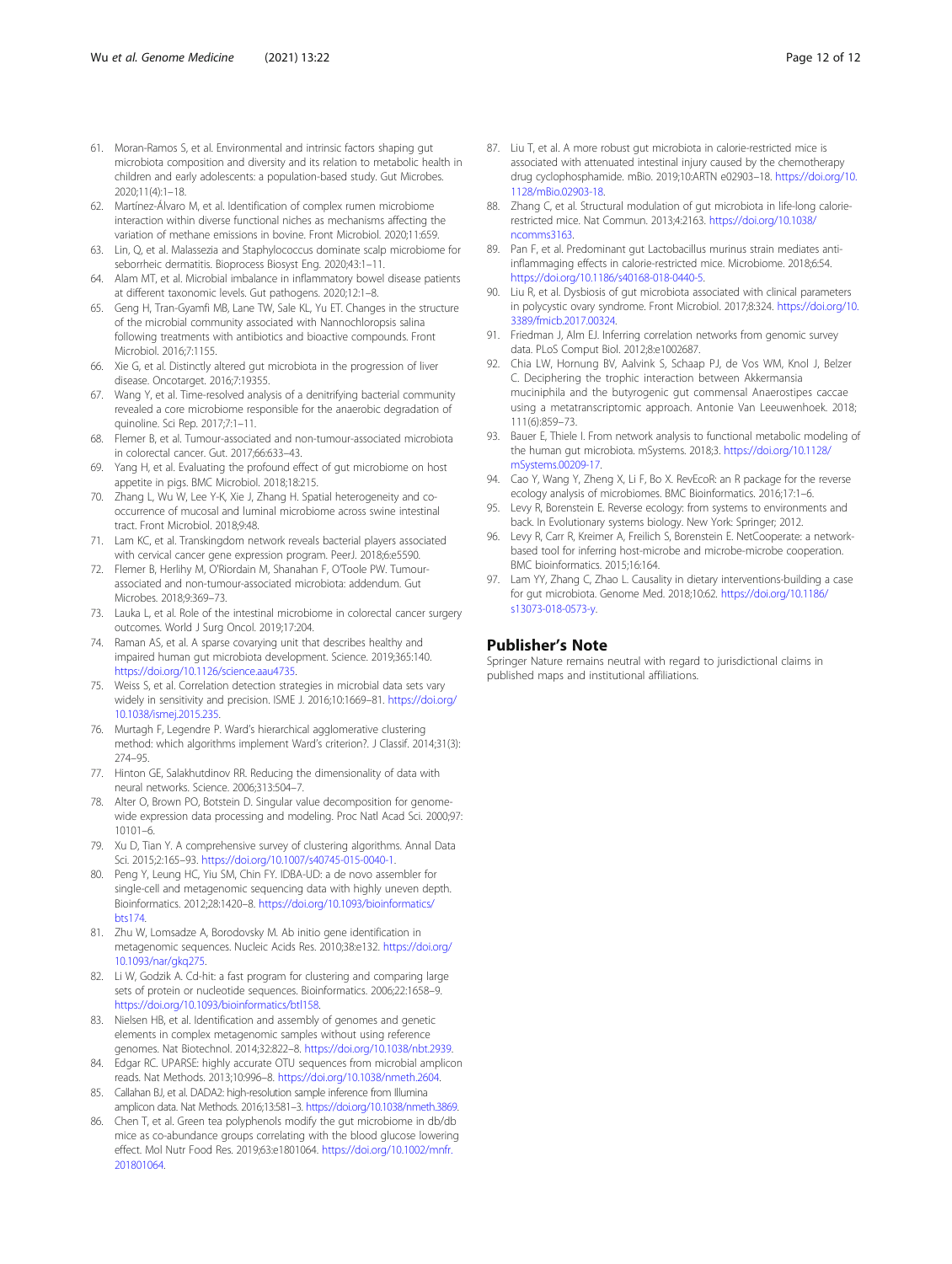61. Moran-Ramos S, et al. Environmental and intrinsic factors shaping gut microbiota composition and diversity and its relation to metabolic health in children and early adolescents: a population-based study. Gut Microbes. 2020;11(4):1–18.
62. Martínez-Álvaro M, et al. Identification of complex rumen microbiome interaction within diverse functional niches as mechanisms affecting the variation of methane emissions in bovine. Front Microbiol. 2020;11:659.
63. Lin, Q, et al. Malassezia and Staphylococcus dominate scalp microbiome for seborrheic dermatitis. Bioprocess Biosyst Eng. 2020;43:1–11.
64. Alam MT, et al. Microbial imbalance in inflammatory bowel disease patients at different taxonomic levels. Gut pathogens. 2020;12:1–8.
65. Geng H, Tran-Gyamfi MB, Lane TW, Sale KL, Yu ET. Changes in the structure of the microbial community associated with Nannochloropsis salina following treatments with antibiotics and bioactive compounds. Front Microbiol. 2016;7:1155.
66. Xie G, et al. Distinctly altered gut microbiota in the progression of liver disease. Oncotarget. 2016;7:19355.
67. Wang Y, et al. Time-resolved analysis of a denitrifying bacterial community revealed a core microbiome responsible for the anaerobic degradation of quinoline. Sci Rep. 2017;7:1–11.
68. Flemer B, et al. Tumour-associated and non-tumour-associated microbiota in colorectal cancer. Gut. 2017;66:633–43.
69. Yang H, et al. Evaluating the profound effect of gut microbiome on host appetite in pigs. BMC Microbiol. 2018;18:215.
70. Zhang L, Wu W, Lee Y-K, Xie J, Zhang H. Spatial heterogeneity and co-occurrence of mucosal and luminal microbiome across swine intestinal tract. Front Microbiol. 2018;9:48.
71. Lam KC, et al. Transkingdom network reveals bacterial players associated with cervical cancer gene expression program. PeerJ. 2018;6:e5590.
72. Flemer B, Herlihy M, O'Riordain M, Shanahan F, O'Toole PW. Tumour-associated and non-tumour-associated microbiota: addendum. Gut Microbes. 2018;9:369–73.
73. Lauka L, et al. Role of the intestinal microbiome in colorectal cancer surgery outcomes. World J Surg Oncol. 2019;17:204.
74. Raman AS, et al. A sparse covarying unit that describes healthy and impaired human gut microbiota development. Science. 2019;365:140. https://doi.org/10.1126/science.aau4735.
75. Weiss S, et al. Correlation detection strategies in microbial data sets vary widely in sensitivity and precision. ISME J. 2016;10:1669–81. https://doi.org/10.1038/ismej.2015.235.
76. Murtagh F, Legendre P. Ward's hierarchical agglomerative clustering method: which algorithms implement Ward's criterion?. J Classif. 2014;31(3): 274–95.
77. Hinton GE, Salakhutdinov RR. Reducing the dimensionality of data with neural networks. Science. 2006;313:504–7.
78. Alter O, Brown PO, Botstein D. Singular value decomposition for genome-wide expression data processing and modeling. Proc Natl Acad Sci. 2000;97: 10101–6.
79. Xu D, Tian Y. A comprehensive survey of clustering algorithms. Annal Data Sci. 2015;2:165–93. https://doi.org/10.1007/s40745-015-0040-1.
80. Peng Y, Leung HC, Yiu SM, Chin FY. IDBA-UD: a de novo assembler for single-cell and metagenomic sequencing data with highly uneven depth. Bioinformatics. 2012;28:1420–8. https://doi.org/10.1093/bioinformatics/bts174.
81. Zhu W, Lomsadze A, Borodovsky M. Ab initio gene identification in metagenomic sequences. Nucleic Acids Res. 2010;38:e132. https://doi.org/10.1093/nar/gkq275.
82. Li W, Godzik A. Cd-hit: a fast program for clustering and comparing large sets of protein or nucleotide sequences. Bioinformatics. 2006;22:1658–9. https://doi.org/10.1093/bioinformatics/btl158.
83. Nielsen HB, et al. Identification and assembly of genomes and genetic elements in complex metagenomic samples without using reference genomes. Nat Biotechnol. 2014;32:822–8. https://doi.org/10.1038/nbt.2939.
84. Edgar RC. UPARSE: highly accurate OTU sequences from microbial amplicon reads. Nat Methods. 2013;10:996–8. https://doi.org/10.1038/nmeth.2604.
85. Callahan BJ, et al. DADA2: high-resolution sample inference from Illumina amplicon data. Nat Methods. 2016;13:581–3. https://doi.org/10.1038/nmeth.3869.
86. Chen T, et al. Green tea polyphenols modify the gut microbiome in db/db mice as co-abundance groups correlating with the blood glucose lowering effect. Mol Nutr Food Res. 2019;63:e1801064. https://doi.org/10.1002/mnfr.201801064.
87. Liu T, et al. A more robust gut microbiota in calorie-restricted mice is associated with attenuated intestinal injury caused by the chemotherapy drug cyclophosphamide. mBio. 2019;10:ARTN e02903–18. https://doi.org/10.1128/mBio.02903-18.
88. Zhang C, et al. Structural modulation of gut microbiota in life-long calorie-restricted mice. Nat Commun. 2013;4:2163. https://doi.org/10.1038/ncomms3163.
89. Pan F, et al. Predominant gut Lactobacillus murinus strain mediates anti-inflammaging effects in calorie-restricted mice. Microbiome. 2018;6:54. https://doi.org/10.1186/s40168-018-0440-5.
90. Liu R, et al. Dysbiosis of gut microbiota associated with clinical parameters in polycystic ovary syndrome. Front Microbiol. 2017;8:324. https://doi.org/10.3389/fmicb.2017.00324.
91. Friedman J, Alm EJ. Inferring correlation networks from genomic survey data. PLoS Comput Biol. 2012;8:e1002687.
92. Chia LW, Hornung BV, Aalvink S, Schaap PJ, de Vos WM, Knol J, Belzer C. Deciphering the trophic interaction between Akkermansia muciniphila and the butyrogenic gut commensal Anaerostipes caccae using a metatranscriptomic approach. Antonie Van Leeuwenhoek. 2018; 111(6):859–73.
93. Bauer E, Thiele I. From network analysis to functional metabolic modeling of the human gut microbiota. mSystems. 2018;3. https://doi.org/10.1128/mSystems.00209-17.
94. Cao Y, Wang Y, Zheng X, Li F, Bo X. RevEcoR: an R package for the reverse ecology analysis of microbiomes. BMC Bioinformatics. 2016;17:1–6.
95. Levy R, Borenstein E. Reverse ecology: from systems to environments and back. In Evolutionary systems biology. New York: Springer; 2012.
96. Levy R, Carr R, Kreimer A, Freilich S, Borenstein E. NetCooperate: a network-based tool for inferring host-microbe and microbe-microbe cooperation. BMC bioinformatics. 2015;16:164.
97. Lam YY, Zhang C, Zhao L. Causality in dietary interventions-building a case for gut microbiota. Genome Med. 2018;10:62. https://doi.org/10.1186/s13073-018-0573-y.

## Publisher's Note

Springer Nature remains neutral with regard to jurisdictional claims in published maps and institutional affiliations.